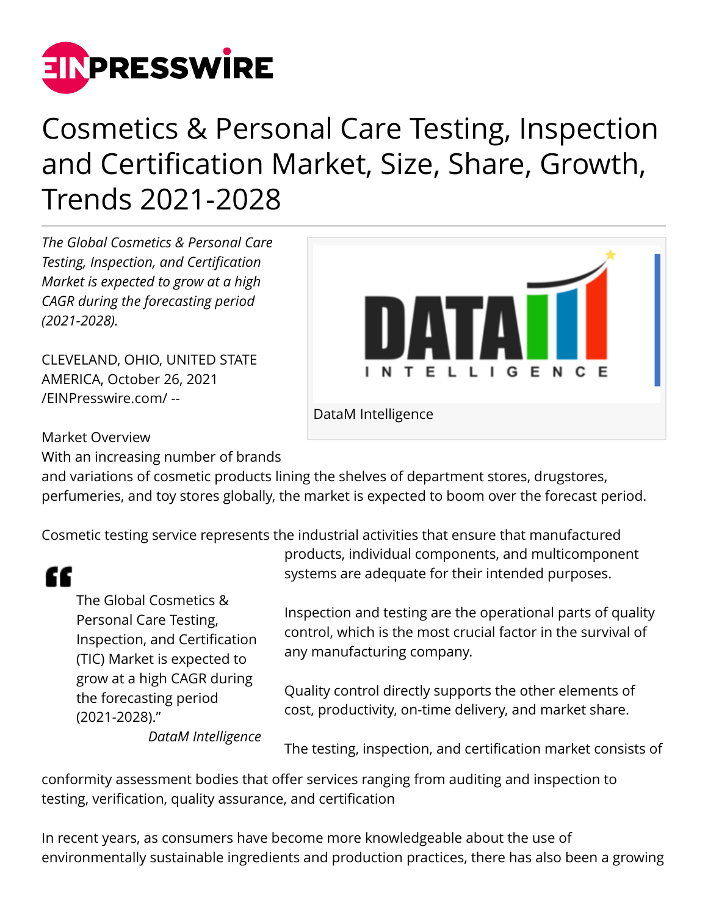# Cosmetics & Personal Care Testing, Inspection and Certification Market, Size, Share, Growth, Trends 2021-2028

*The Global Cosmetics & Personal Care Testing, Inspection, and Certification Market is expected to grow at a high CAGR during the forecasting period (2021-2028).*

CLEVELAND, OHIO, UNITED STATE AMERICA, October 26, 2021 /EINPresswire.com/ --

DataM Intelligence

Market Overview

With an increasing number of brands and variations of cosmetic products lining the shelves of department stores, drugstores, perfumeries, and toy stores globally, the market is expected to boom over the forecast period.

Cosmetic testing service represents the industrial activities that ensure that manufactured products, individual components, and multicomponent systems are adequate for their intended purposes.

> The Global Cosmetics & Personal Care Testing, Inspection, and Certification (TIC) Market is expected to grow at a high CAGR during the forecasting period (2021-2028)."
>
> *DataM Intelligence*

Inspection and testing are the operational parts of quality control, which is the most crucial factor in the survival of any manufacturing company.

Quality control directly supports the other elements of cost, productivity, on-time delivery, and market share.

The testing, inspection, and certification market consists of conformity assessment bodies that offer services ranging from auditing and inspection to testing, verification, quality assurance, and certification

In recent years, as consumers have become more knowledgeable about the use of environmentally sustainable ingredients and production practices, there has also been a growing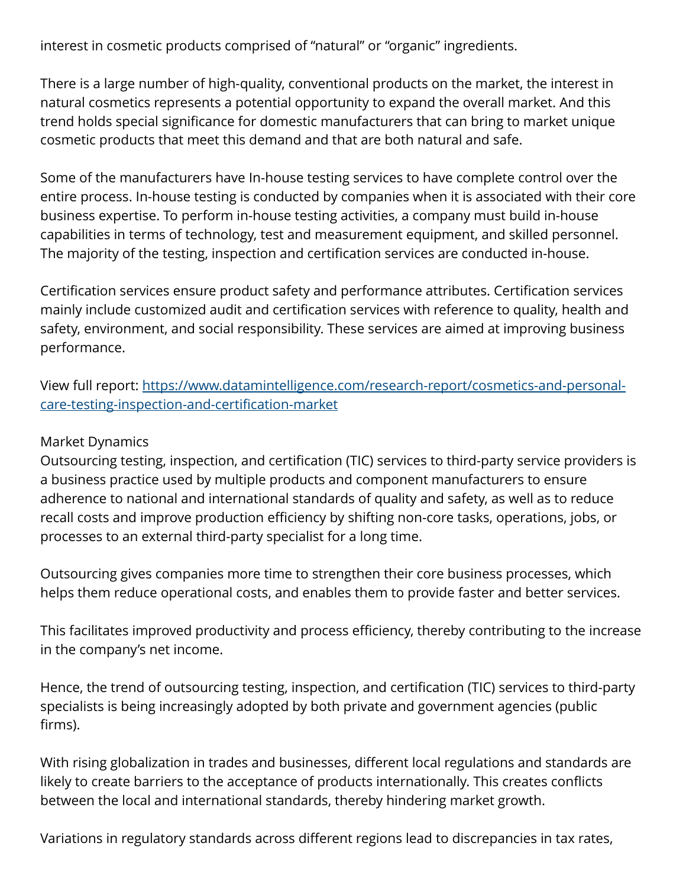interest in cosmetic products comprised of "natural" or "organic" ingredients.

There is a large number of high-quality, conventional products on the market, the interest in natural cosmetics represents a potential opportunity to expand the overall market. And this trend holds special significance for domestic manufacturers that can bring to market unique cosmetic products that meet this demand and that are both natural and safe.

Some of the manufacturers have In-house testing services to have complete control over the entire process. In-house testing is conducted by companies when it is associated with their core business expertise. To perform in-house testing activities, a company must build in-house capabilities in terms of technology, test and measurement equipment, and skilled personnel. The majority of the testing, inspection and certification services are conducted in-house.

Certification services ensure product safety and performance attributes. Certification services mainly include customized audit and certification services with reference to quality, health and safety, environment, and social responsibility. These services are aimed at improving business performance.

View full report: [https://www.datamintelligence.com/research-report/cosmetics-and-personal-care-testing-inspection-and-certification-market](https://www.datamintelligence.com/research-report/cosmetics-and-personal-care-testing-inspection-and-certification-market)

Market Dynamics

Outsourcing testing, inspection, and certification (TIC) services to third-party service providers is a business practice used by multiple products and component manufacturers to ensure adherence to national and international standards of quality and safety, as well as to reduce recall costs and improve production efficiency by shifting non-core tasks, operations, jobs, or processes to an external third-party specialist for a long time.

Outsourcing gives companies more time to strengthen their core business processes, which helps them reduce operational costs, and enables them to provide faster and better services.

This facilitates improved productivity and process efficiency, thereby contributing to the increase in the company's net income.

Hence, the trend of outsourcing testing, inspection, and certification (TIC) services to third-party specialists is being increasingly adopted by both private and government agencies (public firms).

With rising globalization in trades and businesses, different local regulations and standards are likely to create barriers to the acceptance of products internationally. This creates conflicts between the local and international standards, thereby hindering market growth.

Variations in regulatory standards across different regions lead to discrepancies in tax rates,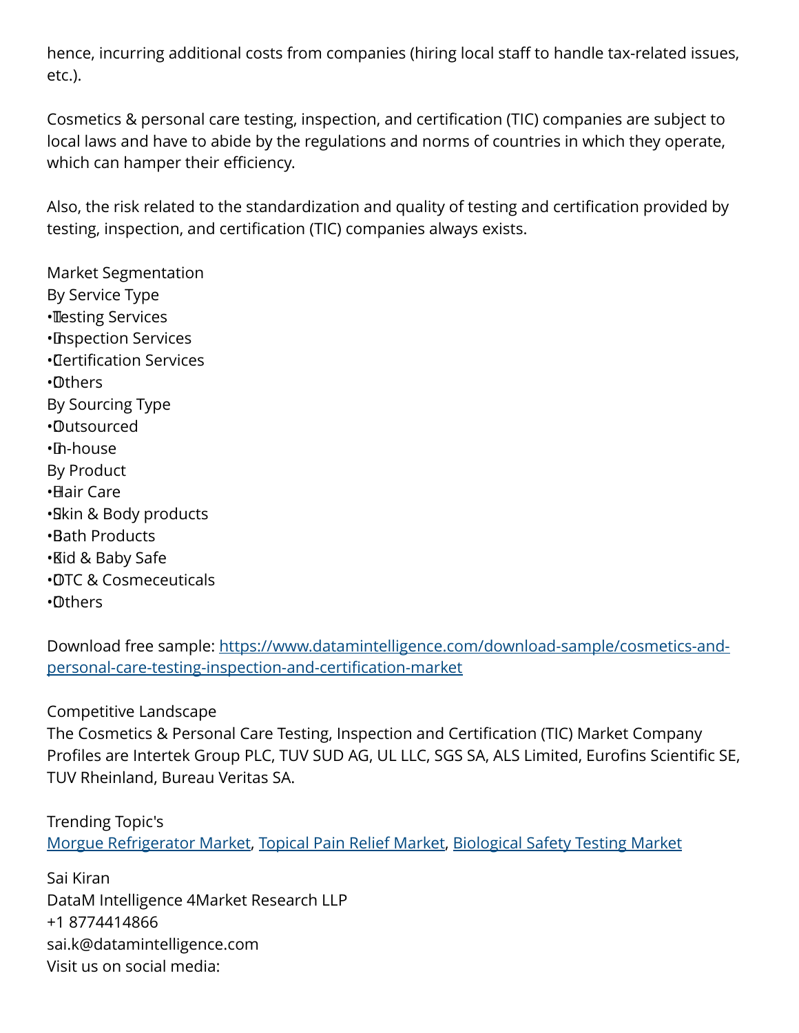hence, incurring additional costs from companies (hiring local staff to handle tax-related issues, etc.).

Cosmetics & personal care testing, inspection, and certification (TIC) companies are subject to local laws and have to abide by the regulations and norms of countries in which they operate, which can hamper their efficiency.

Also, the risk related to the standardization and quality of testing and certification provided by testing, inspection, and certification (TIC) companies always exists.

Market Segmentation

By Service Type

- Testing Services
- Inspection Services
- Certification Services
- Others

By Sourcing Type

- Outsourced
- In-house

By Product

- Hair Care
- Skin & Body products
- Bath Products
- Kid & Baby Safe
- OTC & Cosmeceuticals
- Others

Download free sample: [https://www.datamintelligence.com/download-sample/cosmetics-and-personal-care-testing-inspection-and-certification-market](https://www.datamintelligence.com/download-sample/cosmetics-and-personal-care-testing-inspection-and-certification-market)

Competitive Landscape

The Cosmetics & Personal Care Testing, Inspection and Certification (TIC) Market Company Profiles are Intertek Group PLC, TUV SUD AG, UL LLC, SGS SA, ALS Limited, Eurofins Scientific SE, TUV Rheinland, Bureau Veritas SA.

Trending Topic's

Morgue Refrigerator Market, Topical Pain Relief Market, Biological Safety Testing Market

Sai Kiran
DataM Intelligence 4Market Research LLP
+1 8774414866
sai.k@datamintelligence.com
Visit us on social media: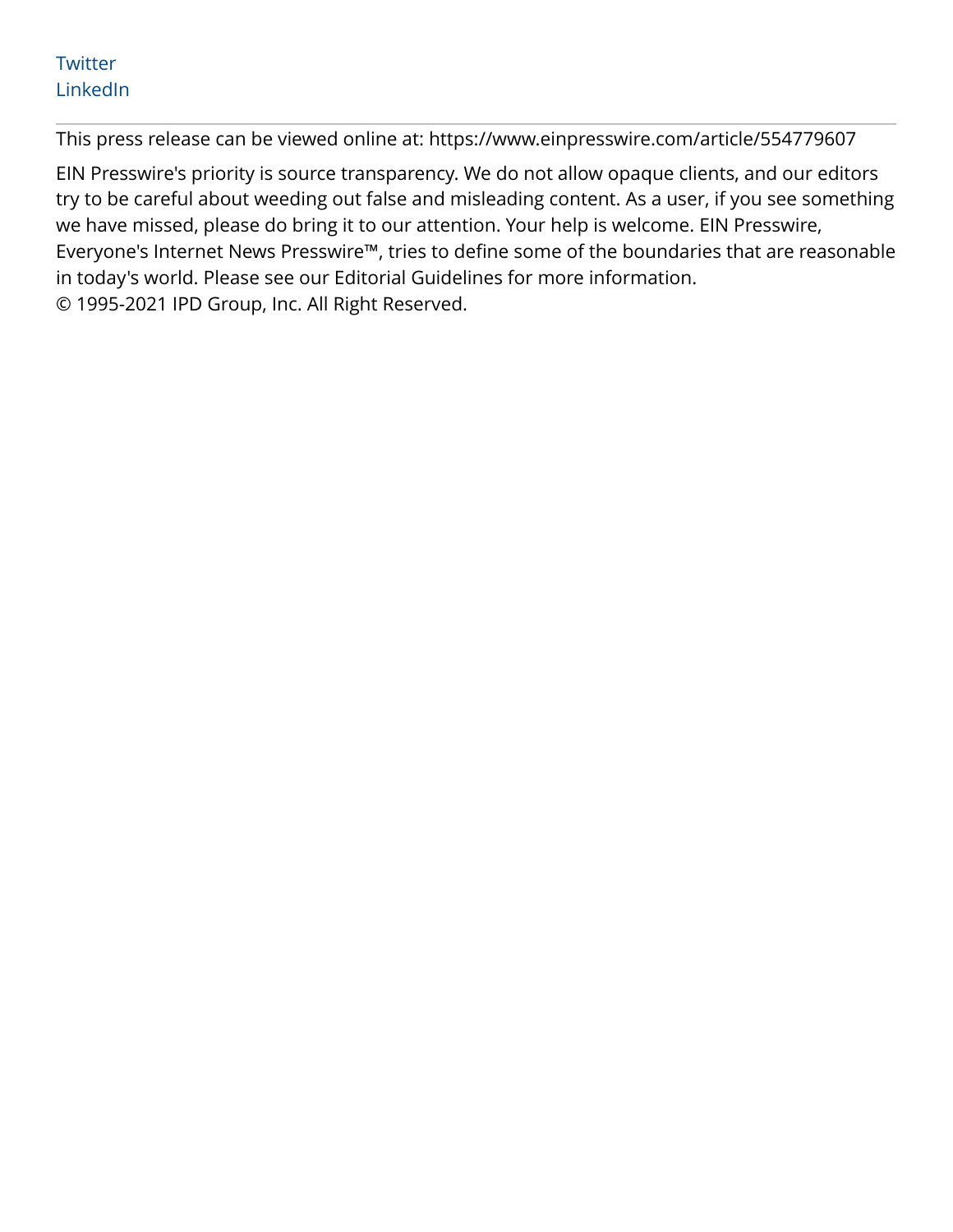Twitter
LinkedIn

---

This press release can be viewed online at: https://www.einpresswire.com/article/554779607

EIN Presswire's priority is source transparency. We do not allow opaque clients, and our editors try to be careful about weeding out false and misleading content. As a user, if you see something we have missed, please do bring it to our attention. Your help is welcome. EIN Presswire, Everyone's Internet News Presswire™, tries to define some of the boundaries that are reasonable in today's world. Please see our Editorial Guidelines for more information.
© 1995-2021 IPD Group, Inc. All Right Reserved.